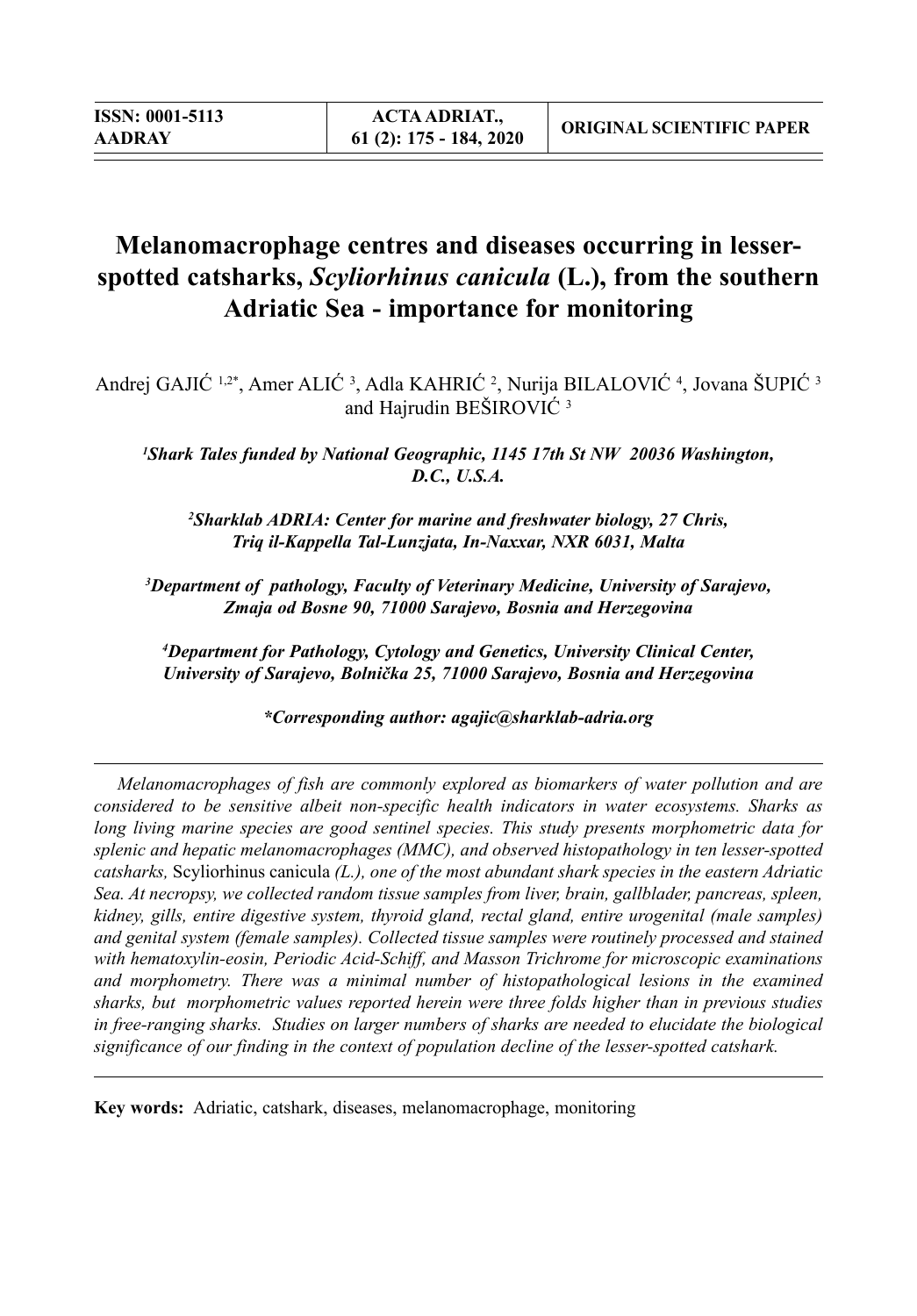# Melanomacrophage centres and diseases occurring in lesser-spotted catsharks, *Scyliorhinus canicula* (L.), from the southern Adriatic Sea - importance for monitoring

Andrej GAJIĆ [1,2*], Amer ALIĆ [3], Adla KAHRIĆ [2], Nurija BILALOVIĆ [4], Jovana ŠUPIĆ [3] and Hajrudin BEŠIROVIĆ [3]

*[1]Shark Tales funded by National Geographic, 1145 17th St NW 20036 Washington, D.C., U.S.A.*

*[2]Sharklab ADRIA: Center for marine and freshwater biology, 27 Chris, Triq il-Kappella Tal-Lunzjata, In-Naxxar, NXR 6031, Malta*

*[3]Department of pathology, Faculty of Veterinary Medicine, University of Sarajevo, Zmaja od Bosne 90, 71000 Sarajevo, Bosnia and Herzegovina*

*[4]Department for Pathology, Cytology and Genetics, University Clinical Center, University of Sarajevo, Bolnička 25, 71000 Sarajevo, Bosnia and Herzegovina*

***Corresponding author: agajic@sharklab-adria.org**

*Melanomacrophages of fish are commonly explored as biomarkers of water pollution and are considered to be sensitive albeit non-specific health indicators in water ecosystems. Sharks as long living marine species are good sentinel species. This study presents morphometric data for splenic and hepatic melanomacrophages (MMC), and observed histopathology in ten lesser-spotted catsharks,* Scyliorhinus canicula *(L.), one of the most abundant shark species in the eastern Adriatic Sea. At necropsy, we collected random tissue samples from liver, brain, gallblader, pancreas, spleen, kidney, gills, entire digestive system, thyroid gland, rectal gland, entire urogenital (male samples) and genital system (female samples). Collected tissue samples were routinely processed and stained with hematoxylin-eosin, Periodic Acid-Schiff, and Masson Trichrome for microscopic examinations and morphometry. There was a minimal number of histopathological lesions in the examined sharks, but morphometric values reported herein were three folds higher than in previous studies in free-ranging sharks. Studies on larger numbers of sharks are needed to elucidate the biological significance of our finding in the context of population decline of the lesser-spotted catshark.*

**Key words:** Adriatic, catshark, diseases, melanomacrophage, monitoring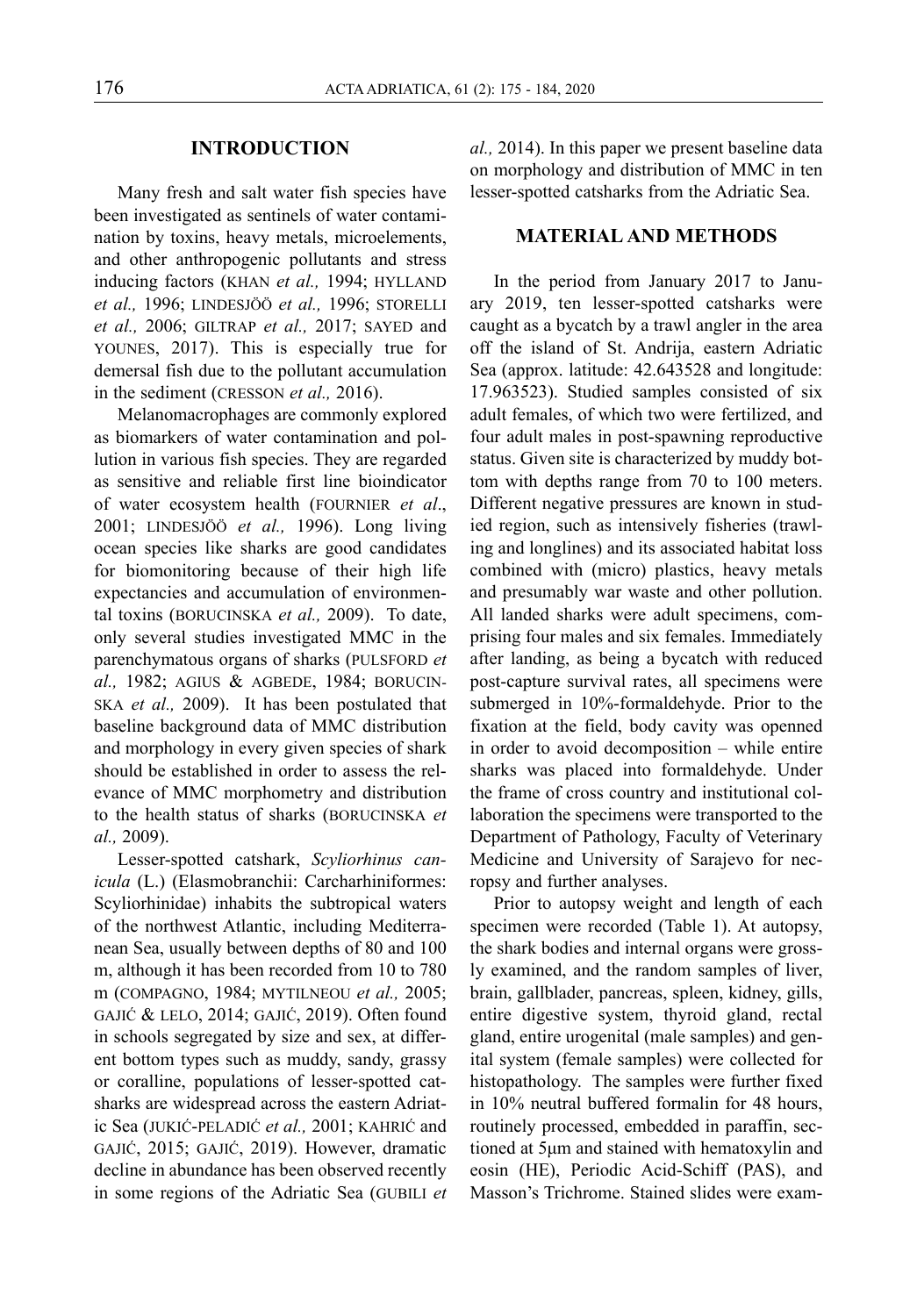## INTRODUCTION

Many fresh and salt water fish species have been investigated as sentinels of water contamination by toxins, heavy metals, microelements, and other anthropogenic pollutants and stress inducing factors (KHAN *et al.,* 1994; HYLLAND *et al.,* 1996; LINDESJÖÖ *et al.,* 1996; STORELLI *et al.,* 2006; GILTRAP *et al.,* 2017; SAYED and YOUNES, 2017). This is especially true for demersal fish due to the pollutant accumulation in the sediment (CRESSON *et al.,* 2016).

Melanomacrophages are commonly explored as biomarkers of water contamination and pollution in various fish species. They are regarded as sensitive and reliable first line bioindicator of water ecosystem health (FOURNIER *et al*., 2001; LINDESJÖÖ *et al.,* 1996). Long living ocean species like sharks are good candidates for biomonitoring because of their high life expectancies and accumulation of environmental toxins (BORUCINSKA *et al.,* 2009). To date, only several studies investigated MMC in the parenchymatous organs of sharks (PULSFORD *et al.,* 1982; AGIUS & AGBEDE, 1984; BORUCINSKA *et al.,* 2009). It has been postulated that baseline background data of MMC distribution and morphology in every given species of shark should be established in order to assess the relevance of MMC morphometry and distribution to the health status of sharks (BORUCINSKA *et al.,* 2009).

Lesser-spotted catshark, *Scyliorhinus canicula* (L.) (Elasmobranchii: Carcharhiniformes: Scyliorhinidae) inhabits the subtropical waters of the northwest Atlantic, including Mediterranean Sea, usually between depths of 80 and 100 m, although it has been recorded from 10 to 780 m (COMPAGNO, 1984; MYTILNEOU *et al.,* 2005; GAJIĆ & LELO, 2014; GAJIĆ, 2019). Often found in schools segregated by size and sex, at different bottom types such as muddy, sandy, grassy or coralline, populations of lesser-spotted catsharks are widespread across the eastern Adriatic Sea (JUKIĆ-PELADIĆ *et al.,* 2001; KAHRIĆ and GAJIĆ, 2015; GAJIĆ, 2019). However, dramatic decline in abundance has been observed recently in some regions of the Adriatic Sea (GUBILI *et al.,* 2014). In this paper we present baseline data on morphology and distribution of MMC in ten lesser-spotted catsharks from the Adriatic Sea.

## MATERIAL AND METHODS

In the period from January 2017 to January 2019, ten lesser-spotted catsharks were caught as a bycatch by a trawl angler in the area off the island of St. Andrija, eastern Adriatic Sea (approx. latitude: 42.643528 and longitude: 17.963523). Studied samples consisted of six adult females, of which two were fertilized, and four adult males in post-spawning reproductive status. Given site is characterized by muddy bottom with depths range from 70 to 100 meters. Different negative pressures are known in studied region, such as intensively fisheries (trawling and longlines) and its associated habitat loss combined with (micro) plastics, heavy metals and presumably war waste and other pollution. All landed sharks were adult specimens, comprising four males and six females. Immediately after landing, as being a bycatch with reduced post-capture survival rates, all specimens were submerged in 10%-formaldehyde. Prior to the fixation at the field, body cavity was openned in order to avoid decomposition – while entire sharks was placed into formaldehyde. Under the frame of cross country and institutional collaboration the specimens were transported to the Department of Pathology, Faculty of Veterinary Medicine and University of Sarajevo for necropsy and further analyses.

Prior to autopsy weight and length of each specimen were recorded (Table 1). At autopsy, the shark bodies and internal organs were grossly examined, and the random samples of liver, brain, gallblader, pancreas, spleen, kidney, gills, entire digestive system, thyroid gland, rectal gland, entire urogenital (male samples) and genital system (female samples) were collected for histopathology. The samples were further fixed in 10% neutral buffered formalin for 48 hours, routinely processed, embedded in paraffin, sectioned at 5μm and stained with hematoxylin and eosin (HE), Periodic Acid-Schiff (PAS), and Masson's Trichrome. Stained slides were exam-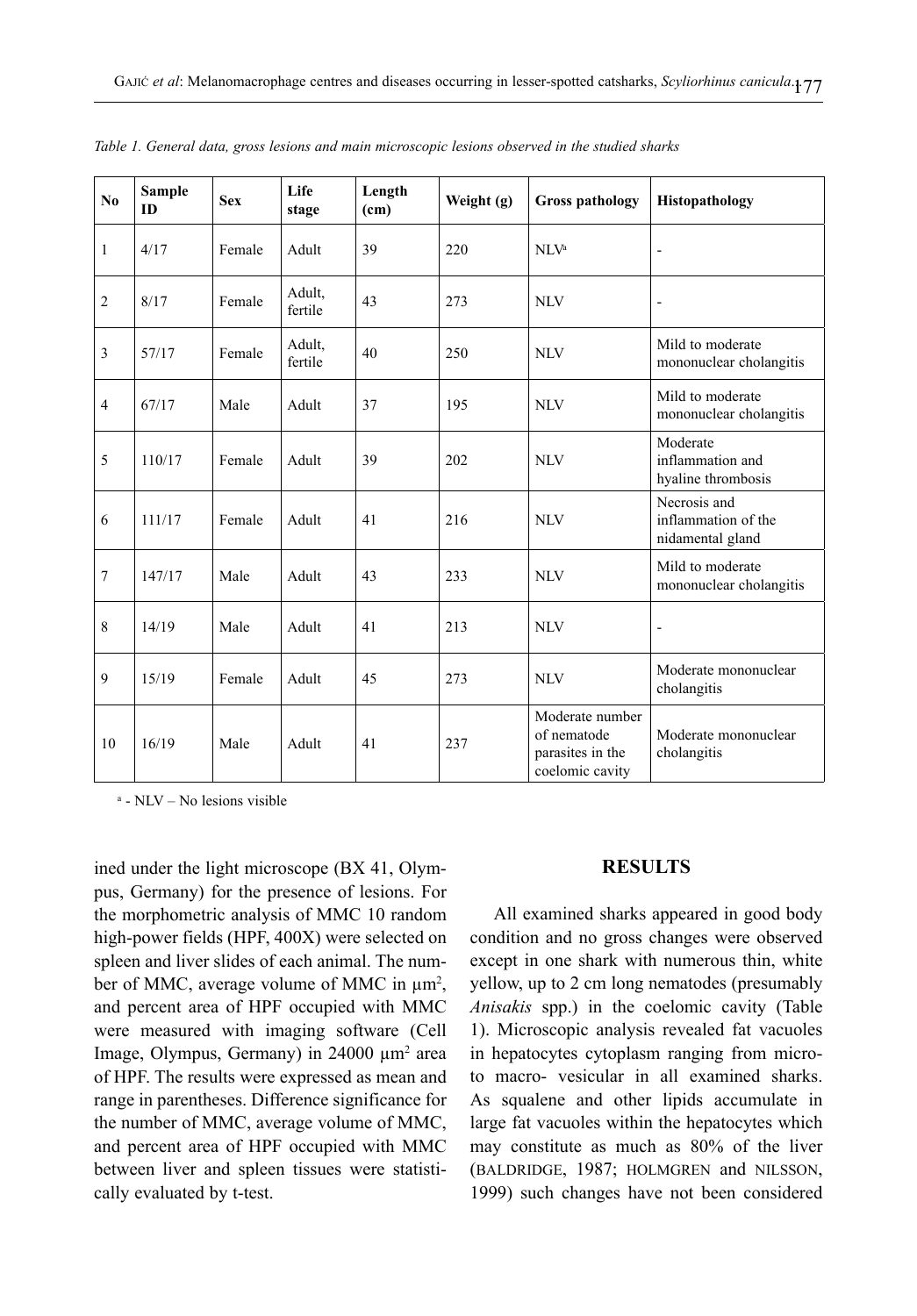*Table 1. General data, gross lesions and main microscopic lesions observed in the studied sharks*

| No | Sample ID | Sex | Life stage | Length (cm) | Weight (g) | Gross pathology | Histopathology |
|---|---|---|---|---|---|---|---|
| 1 | 4/17 | Female | Adult | 39 | 220 | NLV[a] | - |
| 2 | 8/17 | Female | Adult, fertile | 43 | 273 | NLV | - |
| 3 | 57/17 | Female | Adult, fertile | 40 | 250 | NLV | Mild to moderate mononuclear cholangitis |
| 4 | 67/17 | Male | Adult | 37 | 195 | NLV | Mild to moderate mononuclear cholangitis |
| 5 | 110/17 | Female | Adult | 39 | 202 | NLV | Moderate inflammation and hyaline thrombosis |
| 6 | 111/17 | Female | Adult | 41 | 216 | NLV | Necrosis and inflammation of the nidamental gland |
| 7 | 147/17 | Male | Adult | 43 | 233 | NLV | Mild to moderate mononuclear cholangitis |
| 8 | 14/19 | Male | Adult | 41 | 213 | NLV | - |
| 9 | 15/19 | Female | Adult | 45 | 273 | NLV | Moderate mononuclear cholangitis |
| 10 | 16/19 | Male | Adult | 41 | 237 | Moderate number of nematode parasites in the coelomic cavity | Moderate mononuclear cholangitis |

[a] - NLV – No lesions visible

ined under the light microscope (BX 41, Olympus, Germany) for the presence of lesions. For the morphometric analysis of MMC 10 random high-power fields (HPF, 400X) were selected on spleen and liver slides of each animal. The number of MMC, average volume of MMC in μm$^2$, and percent area of HPF occupied with MMC were measured with imaging software (Cell Image, Olympus, Germany) in 24000 μm$^2$ area of HPF. The results were expressed as mean and range in parentheses. Difference significance for the number of MMC, average volume of MMC, and percent area of HPF occupied with MMC between liver and spleen tissues were statistically evaluated by t-test.

## RESULTS

All examined sharks appeared in good body condition and no gross changes were observed except in one shark with numerous thin, white yellow, up to 2 cm long nematodes (presumably *Anisakis* spp.) in the coelomic cavity (Table 1). Microscopic analysis revealed fat vacuoles in hepatocytes cytoplasm ranging from micro- to macro- vesicular in all examined sharks. As squalene and other lipids accumulate in large fat vacuoles within the hepatocytes which may constitute as much as 80% of the liver (BALDRIDGE, 1987; HOLMGREN and NILSSON, 1999) such changes have not been considered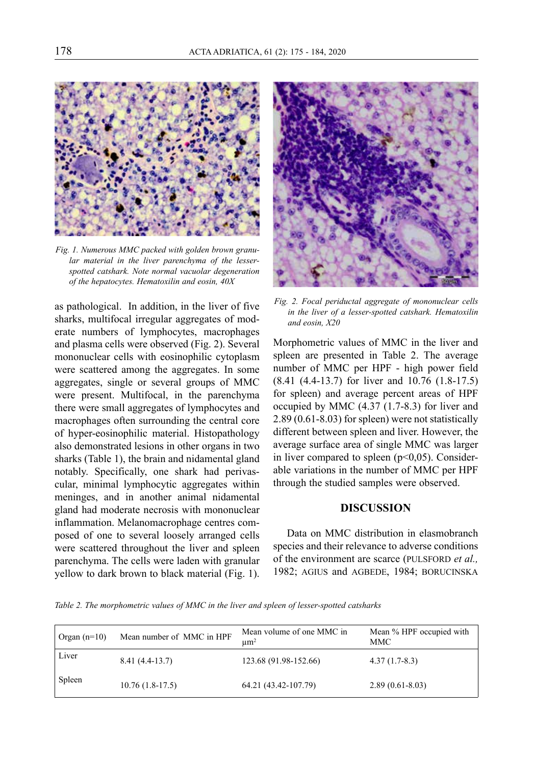*Fig. 1. Numerous MMC packed with golden brown granular material in the liver parenchyma of the lesser-spotted catshark. Note normal vacuolar degeneration of the hepatocytes. Hematoxilin and eosin, 40X*

as pathological. In addition, in the liver of five sharks, multifocal irregular aggregates of moderate numbers of lymphocytes, macrophages and plasma cells were observed (Fig. 2). Several mononuclear cells with eosinophilic cytoplasm were scattered among the aggregates. In some aggregates, single or several groups of MMC were present. Multifocal, in the parenchyma there were small aggregates of lymphocytes and macrophages often surrounding the central core of hyper-eosinophilic material. Histopathology also demonstrated lesions in other organs in two sharks (Table 1), the brain and nidamental gland notably. Specifically, one shark had perivascular, minimal lymphocytic aggregates within meninges, and in another animal nidamental gland had moderate necrosis with mononuclear inflammation. Melanomacrophage centres composed of one to several loosely arranged cells were scattered throughout the liver and spleen parenchyma. The cells were laden with granular yellow to dark brown to black material (Fig. 1).

*Fig. 2. Focal periductal aggregate of mononuclear cells in the liver of a lesser-spotted catshark. Hematoxilin and eosin, X20*

Morphometric values of MMC in the liver and spleen are presented in Table 2. The average number of MMC per HPF - high power field (8.41 (4.4-13.7) for liver and 10.76 (1.8-17.5) for spleen) and average percent areas of HPF occupied by MMC (4.37 (1.7-8.3) for liver and 2.89 (0.61-8.03) for spleen) were not statistically different between spleen and liver. However, the average surface area of single MMC was larger in liver compared to spleen ($p<0,05$). Considerable variations in the number of MMC per HPF through the studied samples were observed.

## DISCUSSION

Data on MMC distribution in elasmobranch species and their relevance to adverse conditions of the environment are scarce (PULSFORD *et al.,* 1982; AGIUS and AGBEDE, 1984; BORUCINSKA

*Table 2. The morphometric values of MMC in the liver and spleen of lesser-spotted catsharks*

| Organ (n=10) | Mean number of MMC in HPF | Mean volume of one MMC in $\mu m^2$ | Mean % HPF occupied with MMC |
|---|---|---|---|
| Liver | 8.41 (4.4-13.7) | 123.68 (91.98-152.66) | 4.37 (1.7-8.3) |
| Spleen | 10.76 (1.8-17.5) | 64.21 (43.42-107.79) | 2.89 (0.61-8.03) |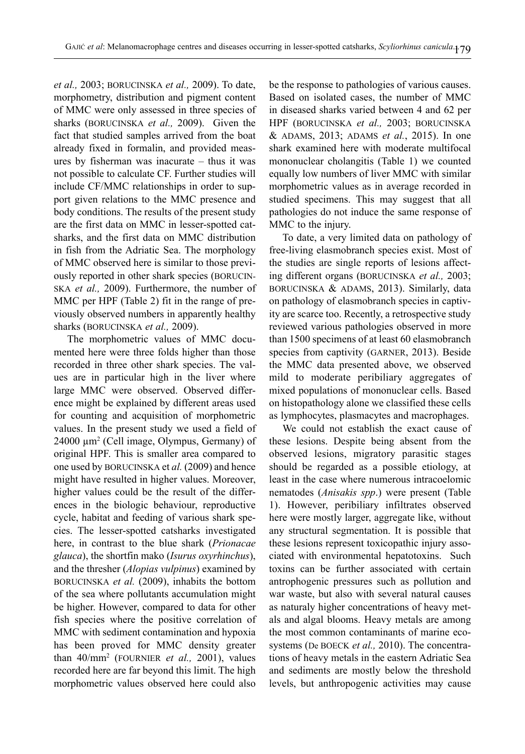*et al.,* 2003; BORUCINSKA *et al.,* 2009). To date, morphometry, distribution and pigment content of MMC were only assessed in three species of sharks (BORUCINSKA *et al.,* 2009). Given the fact that studied samples arrived from the boat already fixed in formalin, and provided measures by fisherman was inacurate – thus it was not possible to calculate CF. Further studies will include CF/MMC relationships in order to support given relations to the MMC presence and body conditions. The results of the present study are the first data on MMC in lesser-spotted catsharks, and the first data on MMC distribution in fish from the Adriatic Sea. The morphology of MMC observed here is similar to those previously reported in other shark species (BORUCINSKA *et al.,* 2009). Furthermore, the number of MMC per HPF (Table 2) fit in the range of previously observed numbers in apparently healthy sharks (BORUCINSKA *et al.,* 2009).

The morphometric values of MMC documented here were three folds higher than those recorded in three other shark species. The values are in particular high in the liver where large MMC were observed. Observed difference might be explained by different areas used for counting and acquisition of morphometric values. In the present study we used a field of 24000 $\mu m^2$ (Cell image, Olympus, Germany) of original HPF. This is smaller area compared to one used by BORUCINSKA et *al.* (2009) and hence might have resulted in higher values. Moreover, higher values could be the result of the differences in the biologic behaviour, reproductive cycle, habitat and feeding of various shark species. The lesser-spotted catsharks investigated here, in contrast to the blue shark (*Prionacae glauca*), the shortfin mako (*Isurus oxyrhinchus*), and the thresher (*Alopias vulpinus*) examined by BORUCINSKA *et al.* (2009), inhabits the bottom of the sea where pollutants accumulation might be higher. However, compared to data for other fish species where the positive correlation of MMC with sediment contamination and hypoxia has been proved for MMC density greater than 40/$mm^2$ (FOURNIER *et al.,* 2001), values recorded here are far beyond this limit. The high morphometric values observed here could also be the response to pathologies of various causes. Based on isolated cases, the number of MMC in diseased sharks varied between 4 and 62 per HPF (BORUCINSKA *et al.,* 2003; BORUCINSKA & ADAMS, 2013; ADAMS *et al.*, 2015). In one shark examined here with moderate multifocal mononuclear cholangitis (Table 1) we counted equally low numbers of liver MMC with similar morphometric values as in average recorded in studied specimens. This may suggest that all pathologies do not induce the same response of MMC to the injury.

To date, a very limited data on pathology of free-living elasmobranch species exist. Most of the studies are single reports of lesions affecting different organs (BORUCINSKA *et al.,* 2003; BORUCINSKA & ADAMS, 2013). Similarly, data on pathology of elasmobranch species in captivity are scarce too. Recently, a retrospective study reviewed various pathologies observed in more than 1500 specimens of at least 60 elasmobranch species from captivity (GARNER, 2013). Beside the MMC data presented above, we observed mild to moderate peribiliary aggregates of mixed populations of mononuclear cells. Based on histopathology alone we classified these cells as lymphocytes, plasmacytes and macrophages.

We could not establish the exact cause of these lesions. Despite being absent from the observed lesions, migratory parasitic stages should be regarded as a possible etiology, at least in the case where numerous intracoelomic nematodes (*Anisakis spp*.) were present (Table 1). However, peribiliary infiltrates observed here were mostly larger, aggregate like, without any structural segmentation. It is possible that these lesions represent toxicopathic injury associated with environmental hepatotoxins. Such toxins can be further associated with certain antrophogenic pressures such as pollution and war waste, but also with several natural causes as naturaly higher concentrations of heavy metals and algal blooms. Heavy metals are among the most common contaminants of marine ecosystems (De BOECK *et al.,* 2010). The concentrations of heavy metals in the eastern Adriatic Sea and sediments are mostly below the threshold levels, but anthropogenic activities may cause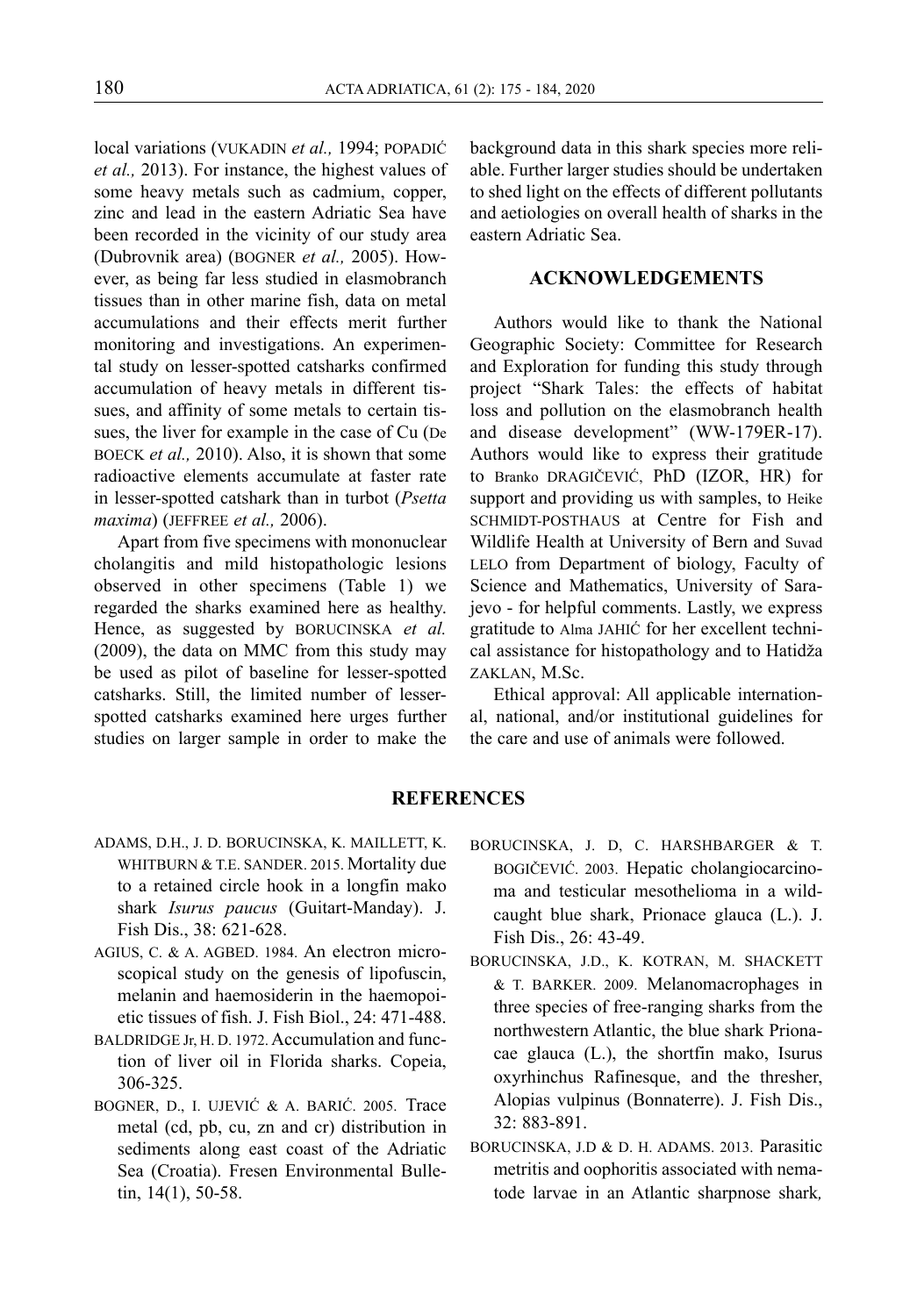local variations (VUKADIN *et al.,* 1994; POPADIĆ *et al.,* 2013). For instance, the highest values of some heavy metals such as cadmium, copper, zinc and lead in the eastern Adriatic Sea have been recorded in the vicinity of our study area (Dubrovnik area) (BOGNER *et al.,* 2005). However, as being far less studied in elasmobranch tissues than in other marine fish, data on metal accumulations and their effects merit further monitoring and investigations. An experimental study on lesser-spotted catsharks confirmed accumulation of heavy metals in different tissues, and affinity of some metals to certain tissues, the liver for example in the case of Cu (De BOECK *et al.,* 2010). Also, it is shown that some radioactive elements accumulate at faster rate in lesser-spotted catshark than in turbot (*Psetta maxima*) (JEFFREE *et al.,* 2006).

Apart from five specimens with mononuclear cholangitis and mild histopathologic lesions observed in other specimens (Table 1) we regarded the sharks examined here as healthy. Hence, as suggested by BORUCINSKA *et al.* (2009), the data on MMC from this study may be used as pilot of baseline for lesser-spotted catsharks. Still, the limited number of lesser-spotted catsharks examined here urges further studies on larger sample in order to make the background data in this shark species more reliable. Further larger studies should be undertaken to shed light on the effects of different pollutants and aetiologies on overall health of sharks in the eastern Adriatic Sea.

## ACKNOWLEDGEMENTS

Authors would like to thank the National Geographic Society: Committee for Research and Exploration for funding this study through project "Shark Tales: the effects of habitat loss and pollution on the elasmobranch health and disease development" (WW-179ER-17). Authors would like to express their gratitude to Branko DRAGIČEVIĆ, PhD (IZOR, HR) for support and providing us with samples, to Heike SCHMIDT-POSTHAUS at Centre for Fish and Wildlife Health at University of Bern and Suvad LELO from Department of biology, Faculty of Science and Mathematics, University of Sarajevo - for helpful comments. Lastly, we express gratitude to Alma JAHIĆ for her excellent technical assistance for histopathology and to Hatidža ZAKLAN, M.Sc.

Ethical approval: All applicable international, national, and/or institutional guidelines for the care and use of animals were followed.

## REFERENCES

ADAMS, D.H., J. D. BORUCINSKA, K. MAILLETT, K. WHITBURN & T.E. SANDER. 2015. Mortality due to a retained circle hook in a longfin mako shark *Isurus paucus* (Guitart-Manday). J. Fish Dis., 38: 621-628.

AGIUS, C. & A. AGBED. 1984. An electron microscopical study on the genesis of lipofuscin, melanin and haemosiderin in the haemopoietic tissues of fish. J. Fish Biol., 24: 471-488.

BALDRIDGE Jr, H. D. 1972. Accumulation and function of liver oil in Florida sharks. Copeia, 306-325.

BOGNER, D., I. UJEVIĆ & A. BARIĆ. 2005. Trace metal (cd, pb, cu, zn and cr) distribution in sediments along east coast of the Adriatic Sea (Croatia). Fresen Environmental Bulletin, 14(1), 50-58.

BORUCINSKA, J. D, C. HARSHBARGER & T. BOGIČEVIĆ. 2003. Hepatic cholangiocarcinoma and testicular mesothelioma in a wild-caught blue shark, Prionace glauca (L.). J. Fish Dis., 26: 43-49.

BORUCINSKA, J.D., K. KOTRAN, M. SHACKETT & T. BARKER. 2009. Melanomacrophages in three species of free-ranging sharks from the northwestern Atlantic, the blue shark Prionacae glauca (L.), the shortfin mako, Isurus oxyrhinchus Rafinesque, and the thresher, Alopias vulpinus (Bonnaterre). J. Fish Dis., 32: 883-891.

BORUCINSKA, J.D & D. H. ADAMS. 2013. Parasitic metritis and oophoritis associated with nematode larvae in an Atlantic sharpnose shark,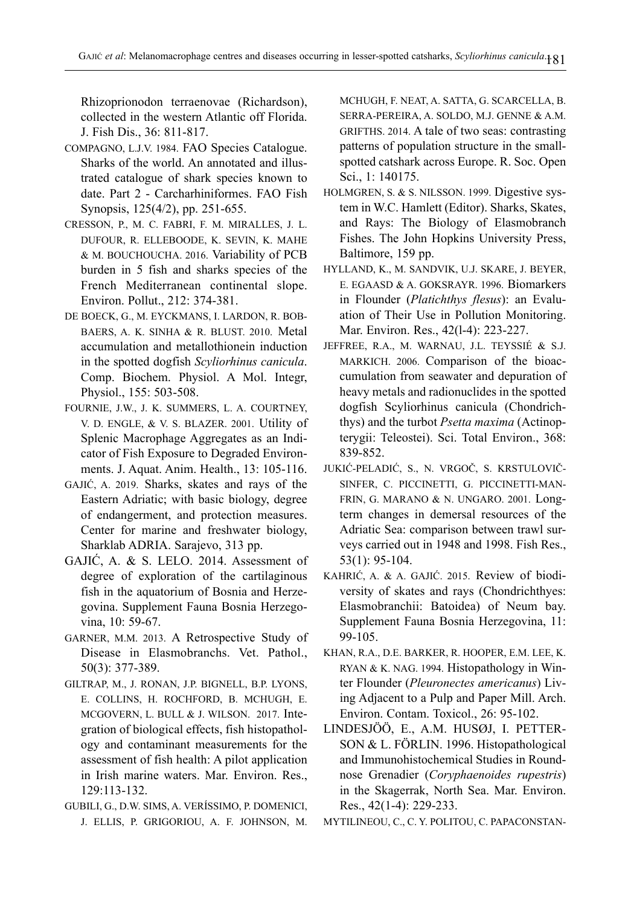Rhizoprionodon terraenovae (Richardson), collected in the western Atlantic off Florida. J. Fish Dis., 36: 811-817.

COMPAGNO, L.J.V. 1984. FAO Species Catalogue. Sharks of the world. An annotated and illustrated catalogue of shark species known to date. Part 2 - Carcharhiniformes. FAO Fish Synopsis, 125(4/2), pp. 251-655.

CRESSON, P., M. C. FABRI, F. M. MIRALLES, J. L. DUFOUR, R. ELLEBOODE, K. SEVIN, K. MAHE & M. BOUCHOUCHA. 2016. Variability of PCB burden in 5 fish and sharks species of the French Mediterranean continental slope. Environ. Pollut., 212: 374-381.

DE BOECK, G., M. EYCKMANS, I. LARDON, R. BOBBAERS, A. K. SINHA & R. BLUST. 2010. Metal accumulation and metallothionein induction in the spotted dogfish *Scyliorhinus canicula*. Comp. Biochem. Physiol. A Mol. Integr, Physiol., 155: 503-508.

FOURNIE, J.W., J. K. SUMMERS, L. A. COURTNEY, V. D. ENGLE, & V. S. BLAZER. 2001. Utility of Splenic Macrophage Aggregates as an Indicator of Fish Exposure to Degraded Environments. J. Aquat. Anim. Health., 13: 105-116.

GAJIĆ, A. 2019. Sharks, skates and rays of the Eastern Adriatic; with basic biology, degree of endangerment, and protection measures. Center for marine and freshwater biology, Sharklab ADRIA. Sarajevo, 313 pp.

GAJIĆ, A. & S. LELO. 2014. Assessment of degree of exploration of the cartilaginous fish in the aquatorium of Bosnia and Herzegovina. Supplement Fauna Bosnia Herzegovina, 10: 59-67.

GARNER, M.M. 2013. A Retrospective Study of Disease in Elasmobranchs. Vet. Pathol., 50(3): 377-389.

GILTRAP, M., J. RONAN, J.P. BIGNELL, B.P. LYONS, E. COLLINS, H. ROCHFORD, B. MCHUGH, E. MCGOVERN, L. BULL & J. WILSON. 2017. Integration of biological effects, fish histopathology and contaminant measurements for the assessment of fish health: A pilot application in Irish marine waters. Mar. Environ. Res., 129:113-132.

GUBILI, G., D.W. SIMS, A. VERÍSSIMO, P. DOMENICI, J. ELLIS, P. GRIGORIOU, A. F. JOHNSON, M. MCHUGH, F. NEAT, A. SATTA, G. SCARCELLA, B. SERRA-PEREIRA, A. SOLDO, M.J. GENNE & A.M. GRIFTHS. 2014. A tale of two seas: contrasting patterns of population structure in the small-spotted catshark across Europe. R. Soc. Open Sci., 1: 140175.

HOLMGREN, S. & S. NILSSON. 1999. Digestive system in W.C. Hamlett (Editor). Sharks, Skates, and Rays: The Biology of Elasmobranch Fishes. The John Hopkins University Press, Baltimore, 159 pp.

HYLLAND, K., M. SANDVIK, U.J. SKARE, J. BEYER, E. EGAASD & A. GOKSRAYR. 1996. Biomarkers in Flounder (*Platichthys flesus*): an Evaluation of Their Use in Pollution Monitoring. Mar. Environ. Res., 42(l-4): 223-227.

JEFFREE, R.A., M. WARNAU, J.L. TEYSSIÉ & S.J. MARKICH. 2006. Comparison of the bioaccumulation from seawater and depuration of heavy metals and radionuclides in the spotted dogfish Scyliorhinus canicula (Chondrichthys) and the turbot *Psetta maxima* (Actinopterygii: Teleostei). Sci. Total Environ., 368: 839-852.

JUKIĆ-PELADIĆ, S., N. VRGOČ, S. KRSTULOVIČ-SINFER, C. PICCINETTI, G. PICCINETTI-MANFRIN, G. MARANO & N. UNGARO. 2001. Long-term changes in demersal resources of the Adriatic Sea: comparison between trawl surveys carried out in 1948 and 1998. Fish Res., 53(1): 95-104.

KAHRIĆ, A. & A. GAJIĆ. 2015. Review of biodiversity of skates and rays (Chondrichthyes: Elasmobranchii: Batoidea) of Neum bay. Supplement Fauna Bosnia Herzegovina, 11: 99-105.

KHAN, R.A., D.E. BARKER, R. HOOPER, E.M. LEE, K. RYAN & K. NAG. 1994. Histopathology in Winter Flounder (*Pleuronectes americanus*) Living Adjacent to a Pulp and Paper Mill. Arch. Environ. Contam. Toxicol., 26: 95-102.

LINDESJÖÖ, E., A.M. HUSØJ, I. PETTERSON & L. FÖRLIN. 1996. Histopathological and Immunohistochemical Studies in Roundnose Grenadier (*Coryphaenoides rupestris*) in the Skagerrak, North Sea. Mar. Environ. Res., 42(1-4): 229-233.

MYTILINEOU, C., C. Y. POLITOU, C. PAPACONSTAN-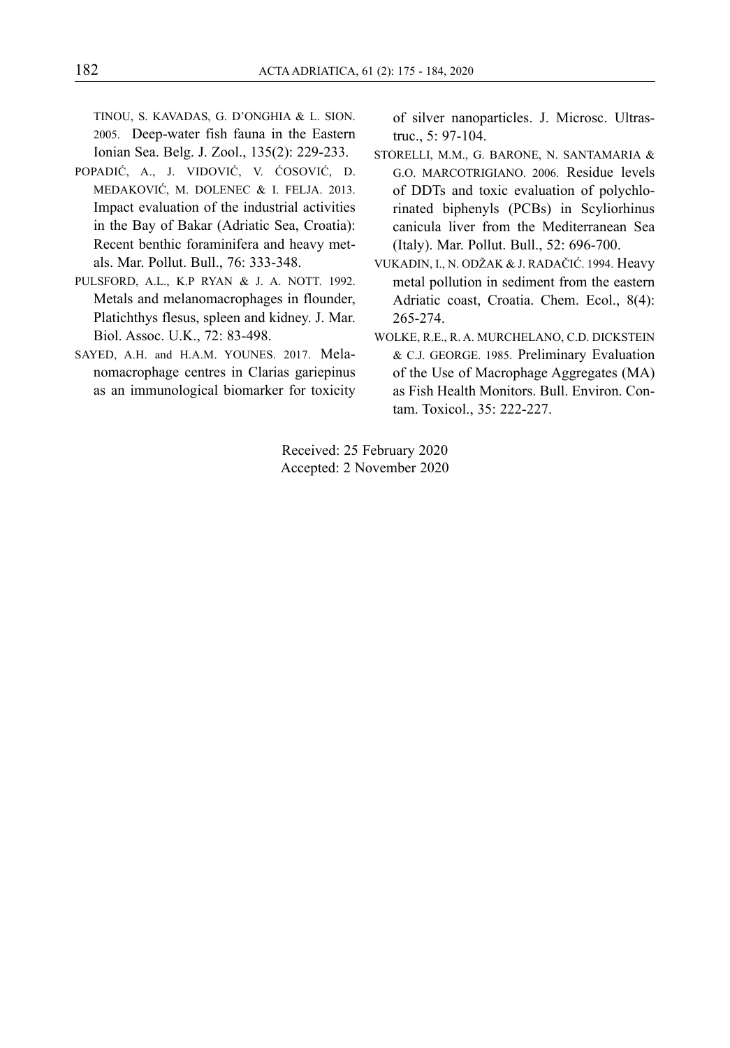TINOU, S. KAVADAS, G. D'ONGHIA & L. SION. 2005. Deep-water fish fauna in the Eastern Ionian Sea. Belg. J. Zool., 135(2): 229-233.

POPADIĆ, A., J. VIDOVIĆ, V. ĆOSOVIĆ, D. MEDAKOVIĆ, M. DOLENEC & I. FELJA. 2013. Impact evaluation of the industrial activities in the Bay of Bakar (Adriatic Sea, Croatia): Recent benthic foraminifera and heavy metals. Mar. Pollut. Bull., 76: 333-348.

PULSFORD, A.L., K.P RYAN & J. A. NOTT. 1992. Metals and melanomacrophages in flounder, Platichthys flesus, spleen and kidney. J. Mar. Biol. Assoc. U.K., 72: 83-498.

SAYED, A.H. and H.A.M. YOUNES. 2017. Melanomacrophage centres in Clarias gariepinus as an immunological biomarker for toxicity of silver nanoparticles. J. Microsc. Ultrastruc., 5: 97-104.

STORELLI, M.M., G. BARONE, N. SANTAMARIA & G.O. MARCOTRIGIANO. 2006. Residue levels of DDTs and toxic evaluation of polychlorinated biphenyls (PCBs) in Scyliorhinus canicula liver from the Mediterranean Sea (Italy). Mar. Pollut. Bull., 52: 696-700.

VUKADIN, I., N. ODŽAK & J. RADAČIĆ. 1994. Heavy metal pollution in sediment from the eastern Adriatic coast, Croatia. Chem. Ecol., 8(4): 265-274.

WOLKE, R.E., R. A. MURCHELANO, C.D. DICKSTEIN & C.J. GEORGE. 1985. Preliminary Evaluation of the Use of Macrophage Aggregates (MA) as Fish Health Monitors. Bull. Environ. Contam. Toxicol., 35: 222-227.

Received: 25 February 2020
Accepted: 2 November 2020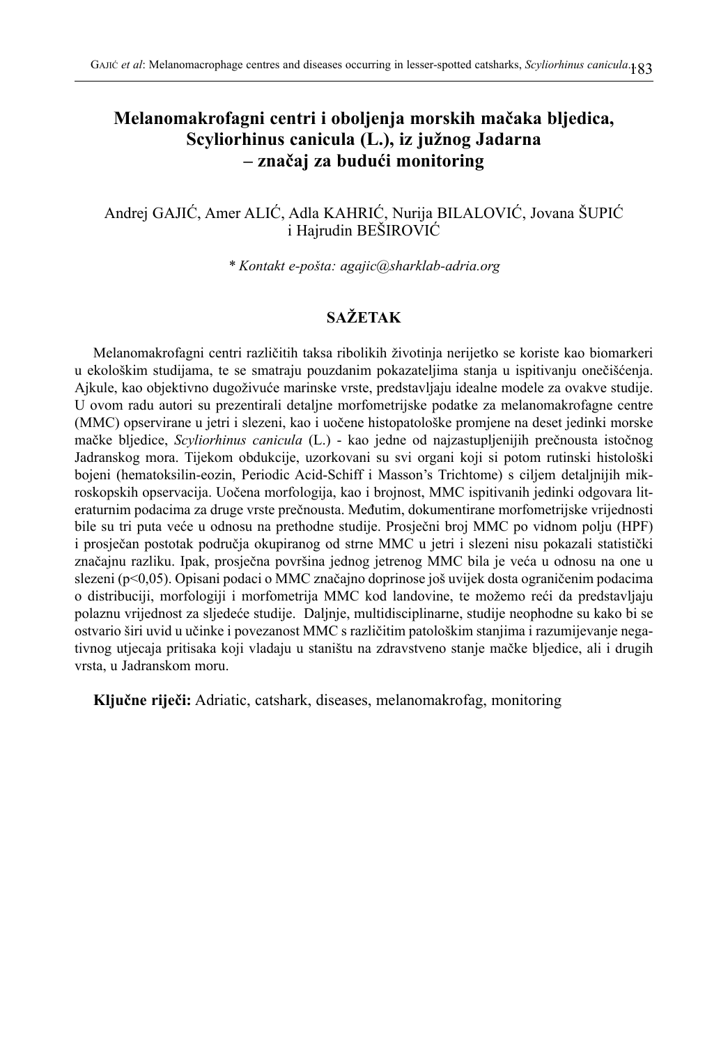# Melanomakrofagni centri i oboljenja morskih mačaka bljedica, Scyliorhinus canicula (L.), iz južnog Jadarna – značaj za budući monitoring

Andrej GAJIĆ, Amer ALIĆ, Adla KAHRIĆ, Nurija BILALOVIĆ, Jovana ŠUPIĆ i Hajrudin BEŠIROVIĆ

*\* Kontakt e-pošta: agajic@sharklab-adria.org*

## SAŽETAK

Melanomakrofagni centri različitih taksa ribolikih životinja nerijetko se koriste kao biomarkeri u ekološkim studijama, te se smatraju pouzdanim pokazateljima stanja u ispitivanju onečišćenja. Ajkule, kao objektivno dugoživuće marinske vrste, predstavljaju idealne modele za ovakve studije. U ovom radu autori su prezentirali detaljne morfometrijske podatke za melanomakrofagne centre (MMC) opservirane u jetri i slezeni, kao i uočene histopatološke promjene na deset jedinki morske mačke bljedice, *Scyliorhinus canicula* (L.) - kao jedne od najzastupljenijih prečnousta istočnog Jadranskog mora. Tijekom obdukcije, uzorkovani su svi organi koji si potom rutinski histološki bojeni (hematoksilin-eozin, Periodic Acid-Schiff i Masson's Trichtome) s ciljem detaljnijih mikroskopskih opservacija. Uočena morfologija, kao i brojnost, MMC ispitivanih jedinki odgovara literaturnim podacima za druge vrste prečnousta. Međutim, dokumentirane morfometrijske vrijednosti bile su tri puta veće u odnosu na prethodne studije. Prosječni broj MMC po vidnom polju (HPF) i prosječan postotak područja okupiranog od strne MMC u jetri i slezeni nisu pokazali statistički značajnu razliku. Ipak, prosječna površina jednog jetrenog MMC bila je veća u odnosu na one u slezeni ($p<0{,}05$). Opisani podaci o MMC značajno doprinose još uvijek dosta ograničenim podacima o distribuciji, morfologiji i morfometrija MMC kod landovine, te možemo reći da predstavljaju polaznu vrijednost za sljedeće studije. Daljnje, multidisciplinarne, studije neophodne su kako bi se ostvario širi uvid u učinke i povezanost MMC s različitim patološkim stanjima i razumijevanje negativnog utjecaja pritisaka koji vladaju u staništu na zdravstveno stanje mačke bljedice, ali i drugih vrsta, u Jadranskom moru.

**Ključne riječi:** Adriatic, catshark, diseases, melanomakrofag, monitoring